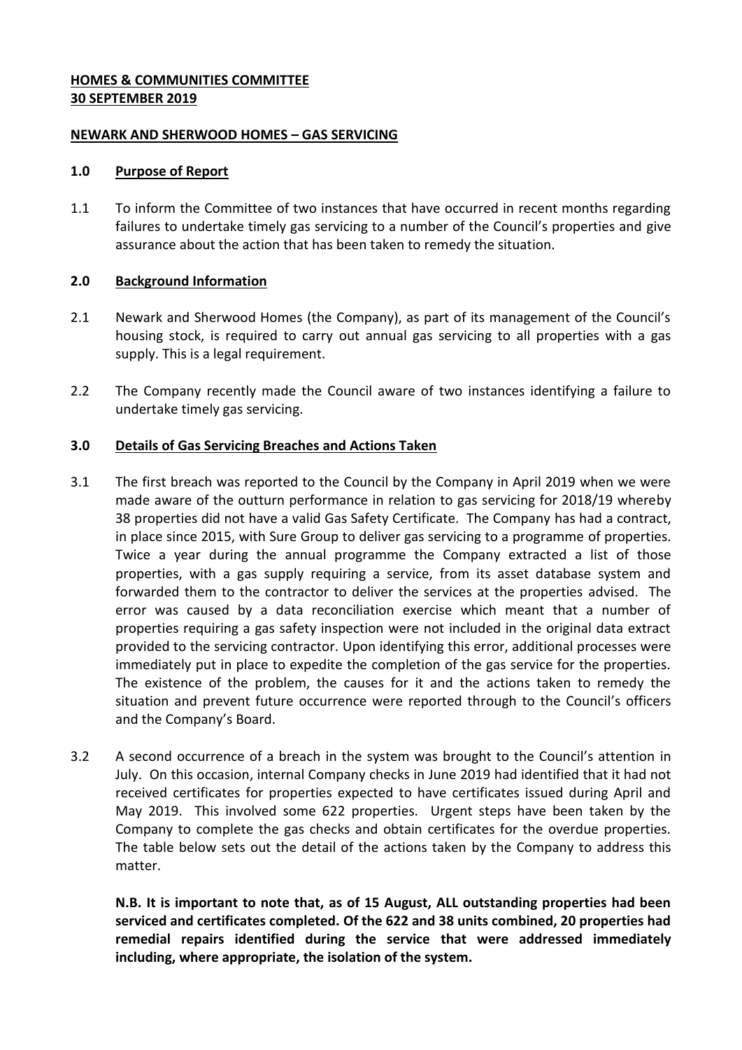**HOMES & COMMUNITIES COMMITTEE**
**30 SEPTEMBER 2019**

**NEWARK AND SHERWOOD HOMES – GAS SERVICING**

## 1.0 Purpose of Report

1.1 To inform the Committee of two instances that have occurred in recent months regarding failures to undertake timely gas servicing to a number of the Council's properties and give assurance about the action that has been taken to remedy the situation.

## 2.0 Background Information

2.1 Newark and Sherwood Homes (the Company), as part of its management of the Council's housing stock, is required to carry out annual gas servicing to all properties with a gas supply. This is a legal requirement.

2.2 The Company recently made the Council aware of two instances identifying a failure to undertake timely gas servicing.

## 3.0 Details of Gas Servicing Breaches and Actions Taken

3.1 The first breach was reported to the Council by the Company in April 2019 when we were made aware of the outturn performance in relation to gas servicing for 2018/19 whereby 38 properties did not have a valid Gas Safety Certificate. The Company has had a contract, in place since 2015, with Sure Group to deliver gas servicing to a programme of properties. Twice a year during the annual programme the Company extracted a list of those properties, with a gas supply requiring a service, from its asset database system and forwarded them to the contractor to deliver the services at the properties advised. The error was caused by a data reconciliation exercise which meant that a number of properties requiring a gas safety inspection were not included in the original data extract provided to the servicing contractor. Upon identifying this error, additional processes were immediately put in place to expedite the completion of the gas service for the properties. The existence of the problem, the causes for it and the actions taken to remedy the situation and prevent future occurrence were reported through to the Council's officers and the Company's Board.

3.2 A second occurrence of a breach in the system was brought to the Council's attention in July. On this occasion, internal Company checks in June 2019 had identified that it had not received certificates for properties expected to have certificates issued during April and May 2019. This involved some 622 properties. Urgent steps have been taken by the Company to complete the gas checks and obtain certificates for the overdue properties. The table below sets out the detail of the actions taken by the Company to address this matter.

**N.B. It is important to note that, as of 15 August, ALL outstanding properties had been serviced and certificates completed. Of the 622 and 38 units combined, 20 properties had remedial repairs identified during the service that were addressed immediately including, where appropriate, the isolation of the system.**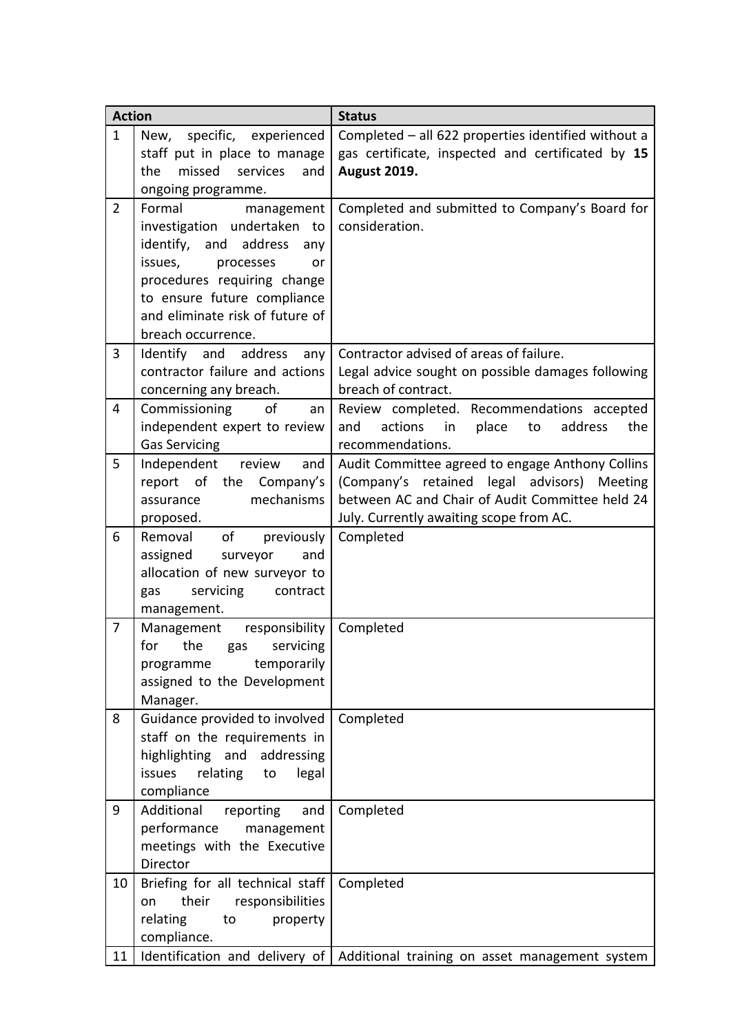| Action | | Status |
|---|---|---|
| 1 | New, specific, experienced staff put in place to manage the missed services and ongoing programme. | Completed – all 622 properties identified without a gas certificate, inspected and certificated by **15 August 2019.** |
| 2 | Formal management investigation undertaken to identify, and address any issues, processes or procedures requiring change to ensure future compliance and eliminate risk of future of breach occurrence. | Completed and submitted to Company's Board for consideration. |
| 3 | Identify and address any contractor failure and actions concerning any breach. | Contractor advised of areas of failure.<br>Legal advice sought on possible damages following breach of contract. |
| 4 | Commissioning of an independent expert to review Gas Servicing | Review completed. Recommendations accepted and actions in place to address the recommendations. |
| 5 | Independent review and report of the Company's assurance mechanisms proposed. | Audit Committee agreed to engage Anthony Collins (Company's retained legal advisors) Meeting between AC and Chair of Audit Committee held 24 July. Currently awaiting scope from AC. |
| 6 | Removal of previously assigned surveyor and allocation of new surveyor to gas servicing contract management. | Completed |
| 7 | Management responsibility for the gas servicing programme temporarily assigned to the Development Manager. | Completed |
| 8 | Guidance provided to involved staff on the requirements in highlighting and addressing issues relating to legal compliance | Completed |
| 9 | Additional reporting and performance management meetings with the Executive Director | Completed |
| 10 | Briefing for all technical staff on their responsibilities relating to property compliance. | Completed |
| 11 | Identification and delivery of | Additional training on asset management system |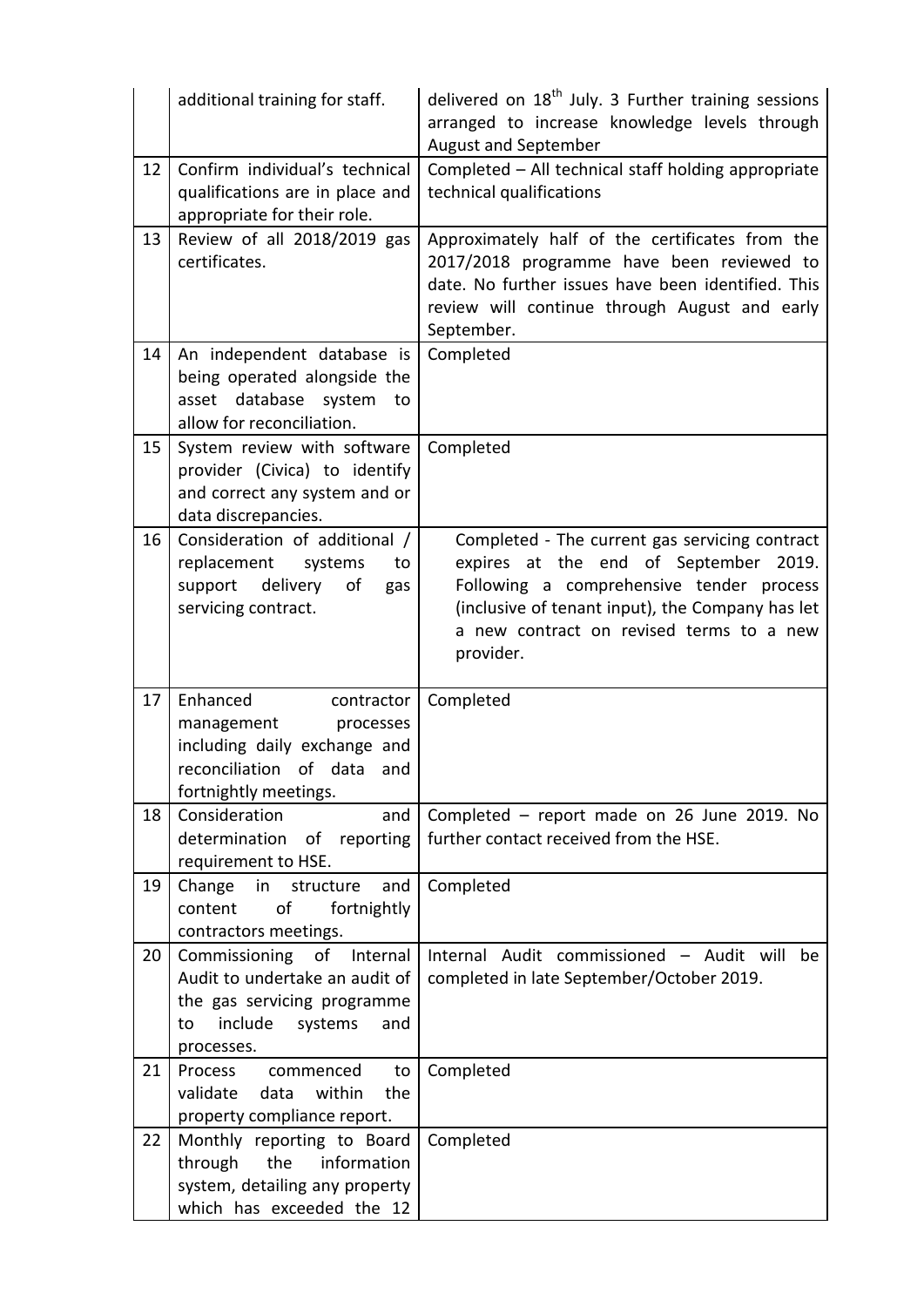| | | |
|---|---|---|
| | additional training for staff. | delivered on 18th July. 3 Further training sessions arranged to increase knowledge levels through August and September |
| 12 | Confirm individual's technical qualifications are in place and appropriate for their role. | Completed – All technical staff holding appropriate technical qualifications |
| 13 | Review of all 2018/2019 gas certificates. | Approximately half of the certificates from the 2017/2018 programme have been reviewed to date. No further issues have been identified. This review will continue through August and early September. |
| 14 | An independent database is being operated alongside the asset database system to allow for reconciliation. | Completed |
| 15 | System review with software provider (Civica) to identify and correct any system and or data discrepancies. | Completed |
| 16 | Consideration of additional / replacement systems to support delivery of gas servicing contract. | Completed - The current gas servicing contract expires at the end of September 2019. Following a comprehensive tender process (inclusive of tenant input), the Company has let a new contract on revised terms to a new provider. |
| 17 | Enhanced contractor management processes including daily exchange and reconciliation of data and fortnightly meetings. | Completed |
| 18 | Consideration and determination of reporting requirement to HSE. | Completed – report made on 26 June 2019. No further contact received from the HSE. |
| 19 | Change in structure and content of fortnightly contractors meetings. | Completed |
| 20 | Commissioning of Internal Audit to undertake an audit of the gas servicing programme to include systems and processes. | Internal Audit commissioned – Audit will be completed in late September/October 2019. |
| 21 | Process commenced to validate data within the property compliance report. | Completed |
| 22 | Monthly reporting to Board through the information system, detailing any property which has exceeded the 12 | Completed |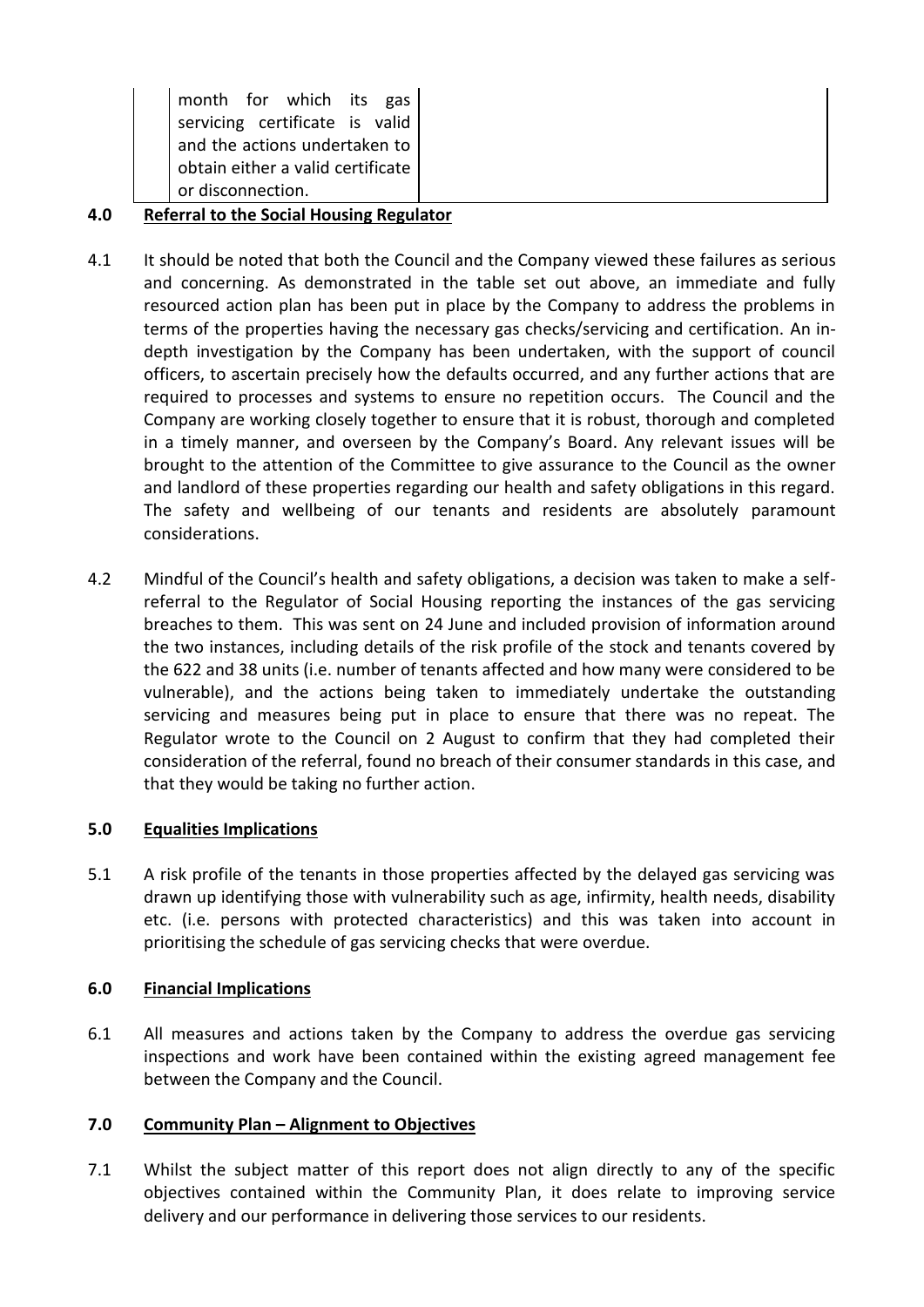| | month for which its gas servicing certificate is valid and the actions undertaken to obtain either a valid certificate or disconnection. | |
|---|---|---|

## 4.0 Referral to the Social Housing Regulator

4.1 It should be noted that both the Council and the Company viewed these failures as serious and concerning. As demonstrated in the table set out above, an immediate and fully resourced action plan has been put in place by the Company to address the problems in terms of the properties having the necessary gas checks/servicing and certification. An in-depth investigation by the Company has been undertaken, with the support of council officers, to ascertain precisely how the defaults occurred, and any further actions that are required to processes and systems to ensure no repetition occurs. The Council and the Company are working closely together to ensure that it is robust, thorough and completed in a timely manner, and overseen by the Company's Board. Any relevant issues will be brought to the attention of the Committee to give assurance to the Council as the owner and landlord of these properties regarding our health and safety obligations in this regard. The safety and wellbeing of our tenants and residents are absolutely paramount considerations.

4.2 Mindful of the Council's health and safety obligations, a decision was taken to make a self-referral to the Regulator of Social Housing reporting the instances of the gas servicing breaches to them. This was sent on 24 June and included provision of information around the two instances, including details of the risk profile of the stock and tenants covered by the 622 and 38 units (i.e. number of tenants affected and how many were considered to be vulnerable), and the actions being taken to immediately undertake the outstanding servicing and measures being put in place to ensure that there was no repeat. The Regulator wrote to the Council on 2 August to confirm that they had completed their consideration of the referral, found no breach of their consumer standards in this case, and that they would be taking no further action.

## 5.0 Equalities Implications

5.1 A risk profile of the tenants in those properties affected by the delayed gas servicing was drawn up identifying those with vulnerability such as age, infirmity, health needs, disability etc. (i.e. persons with protected characteristics) and this was taken into account in prioritising the schedule of gas servicing checks that were overdue.

## 6.0 Financial Implications

6.1 All measures and actions taken by the Company to address the overdue gas servicing inspections and work have been contained within the existing agreed management fee between the Company and the Council.

## 7.0 Community Plan – Alignment to Objectives

7.1 Whilst the subject matter of this report does not align directly to any of the specific objectives contained within the Community Plan, it does relate to improving service delivery and our performance in delivering those services to our residents.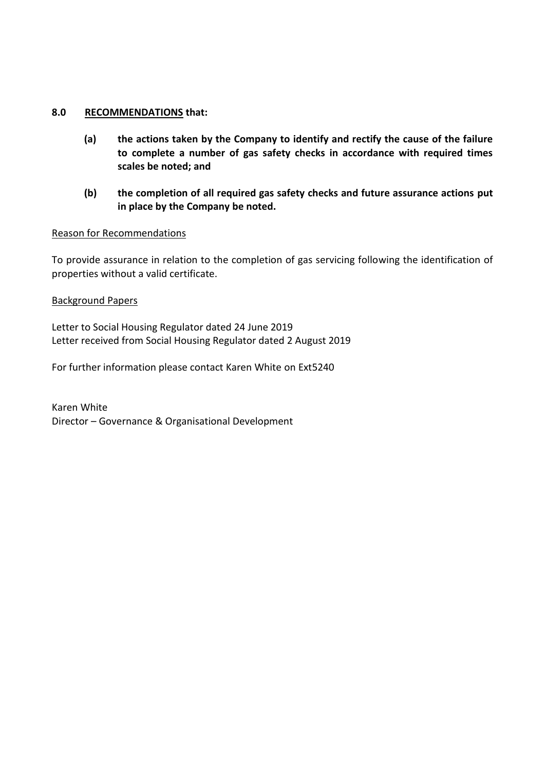## 8.0 RECOMMENDATIONS that:

**(a) the actions taken by the Company to identify and rectify the cause of the failure to complete a number of gas safety checks in accordance with required times scales be noted; and**

**(b) the completion of all required gas safety checks and future assurance actions put in place by the Company be noted.**

Reason for Recommendations

To provide assurance in relation to the completion of gas servicing following the identification of properties without a valid certificate.

Background Papers

Letter to Social Housing Regulator dated 24 June 2019
Letter received from Social Housing Regulator dated 2 August 2019

For further information please contact Karen White on Ext5240

Karen White
Director – Governance & Organisational Development